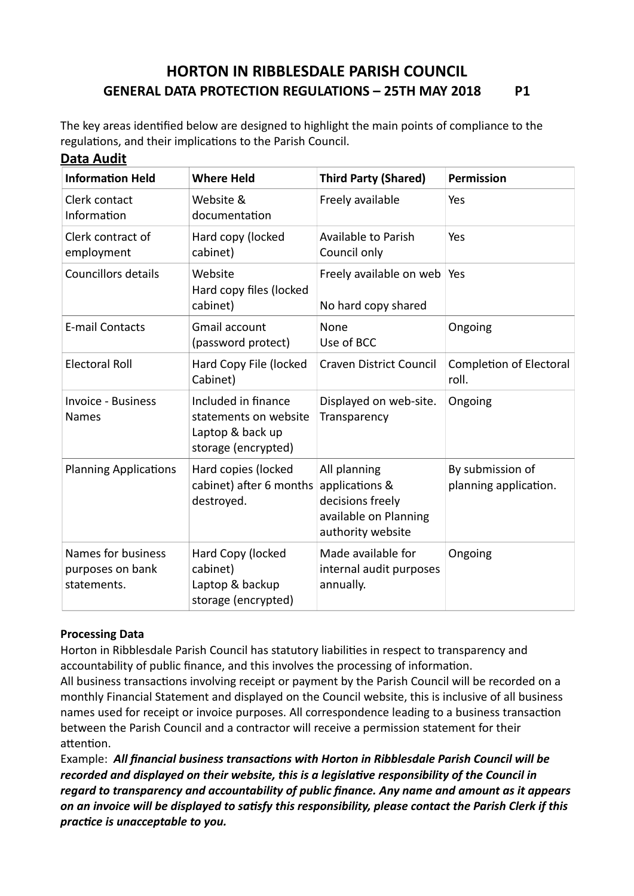# HORTON IN RIBBLESDALE PARISH COUNCIL

## GENERAL DATA PROTECTION REGULATIONS – 25TH MAY 2018 P1

The key areas identified below are designed to highlight the main points of compliance to the regulations, and their implications to the Parish Council.

## Data Audit

| Information Held | Where Held | Third Party (Shared) | Permission |
|---|---|---|---|
| Clerk contact Information | Website & documentation | Freely available | Yes |
| Clerk contract of employment | Hard copy (locked cabinet) | Available to Parish Council only | Yes |
| Councillors details | Website<br>Hard copy files (locked cabinet) | Freely available on web<br><br>No hard copy shared | Yes |
| E-mail Contacts | Gmail account (password protect) | None<br>Use of BCC | Ongoing |
| Electoral Roll | Hard Copy File (locked Cabinet) | Craven District Council | Completion of Electoral roll. |
| Invoice - Business Names | Included in finance statements on website<br>Laptop & back up storage (encrypted) | Displayed on web-site. Transparency | Ongoing |
| Planning Applications | Hard copies (locked cabinet) after 6 months destroyed. | All planning applications & decisions freely available on Planning authority website | By submission of planning application. |
| Names for business purposes on bank statements. | Hard Copy (locked cabinet)<br>Laptop & backup storage (encrypted) | Made available for internal audit purposes annually. | Ongoing |

**Processing Data**

Horton in Ribblesdale Parish Council has statutory liabilities in respect to transparency and accountability of public finance, and this involves the processing of information.

All business transactions involving receipt or payment by the Parish Council will be recorded on a monthly Financial Statement and displayed on the Council website, this is inclusive of all business names used for receipt or invoice purposes. All correspondence leading to a business transaction between the Parish Council and a contractor will receive a permission statement for their attention.

Example: ***All financial business transactions with Horton in Ribblesdale Parish Council will be recorded and displayed on their website, this is a legislative responsibility of the Council in regard to transparency and accountability of public finance. Any name and amount as it appears on an invoice will be displayed to satisfy this responsibility, please contact the Parish Clerk if this practice is unacceptable to you.***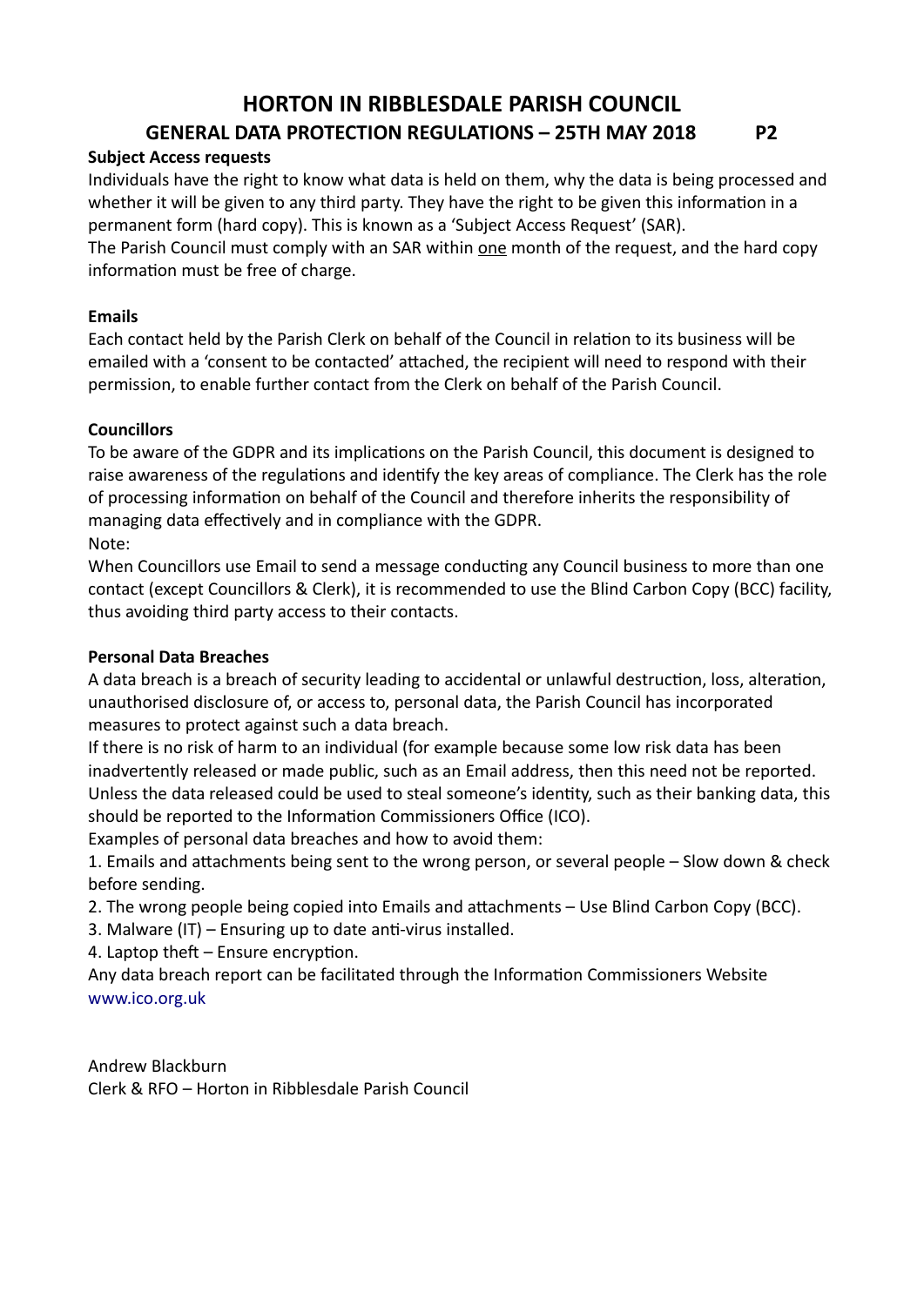# HORTON IN RIBBLESDALE PARISH COUNCIL

## GENERAL DATA PROTECTION REGULATIONS – 25TH MAY 2018 P2

**Subject Access requests**

Individuals have the right to know what data is held on them, why the data is being processed and whether it will be given to any third party. They have the right to be given this information in a permanent form (hard copy). This is known as a 'Subject Access Request' (SAR).

The Parish Council must comply with an SAR within <u>one</u> month of the request, and the hard copy information must be free of charge.

**Emails**

Each contact held by the Parish Clerk on behalf of the Council in relation to its business will be emailed with a 'consent to be contacted' attached, the recipient will need to respond with their permission, to enable further contact from the Clerk on behalf of the Parish Council.

**Councillors**

To be aware of the GDPR and its implications on the Parish Council, this document is designed to raise awareness of the regulations and identify the key areas of compliance. The Clerk has the role of processing information on behalf of the Council and therefore inherits the responsibility of managing data effectively and in compliance with the GDPR.

Note:

When Councillors use Email to send a message conducting any Council business to more than one contact (except Councillors & Clerk), it is recommended to use the Blind Carbon Copy (BCC) facility, thus avoiding third party access to their contacts.

**Personal Data Breaches**

A data breach is a breach of security leading to accidental or unlawful destruction, loss, alteration, unauthorised disclosure of, or access to, personal data, the Parish Council has incorporated measures to protect against such a data breach.

If there is no risk of harm to an individual (for example because some low risk data has been inadvertently released or made public, such as an Email address, then this need not be reported. Unless the data released could be used to steal someone's identity, such as their banking data, this should be reported to the Information Commissioners Office (ICO).

Examples of personal data breaches and how to avoid them:

1. Emails and attachments being sent to the wrong person, or several people – Slow down & check before sending.
2. The wrong people being copied into Emails and attachments – Use Blind Carbon Copy (BCC).
3. Malware (IT) – Ensuring up to date anti-virus installed.
4. Laptop theft – Ensure encryption.

Any data breach report can be facilitated through the Information Commissioners Website www.ico.org.uk

Andrew Blackburn

Clerk & RFO – Horton in Ribblesdale Parish Council